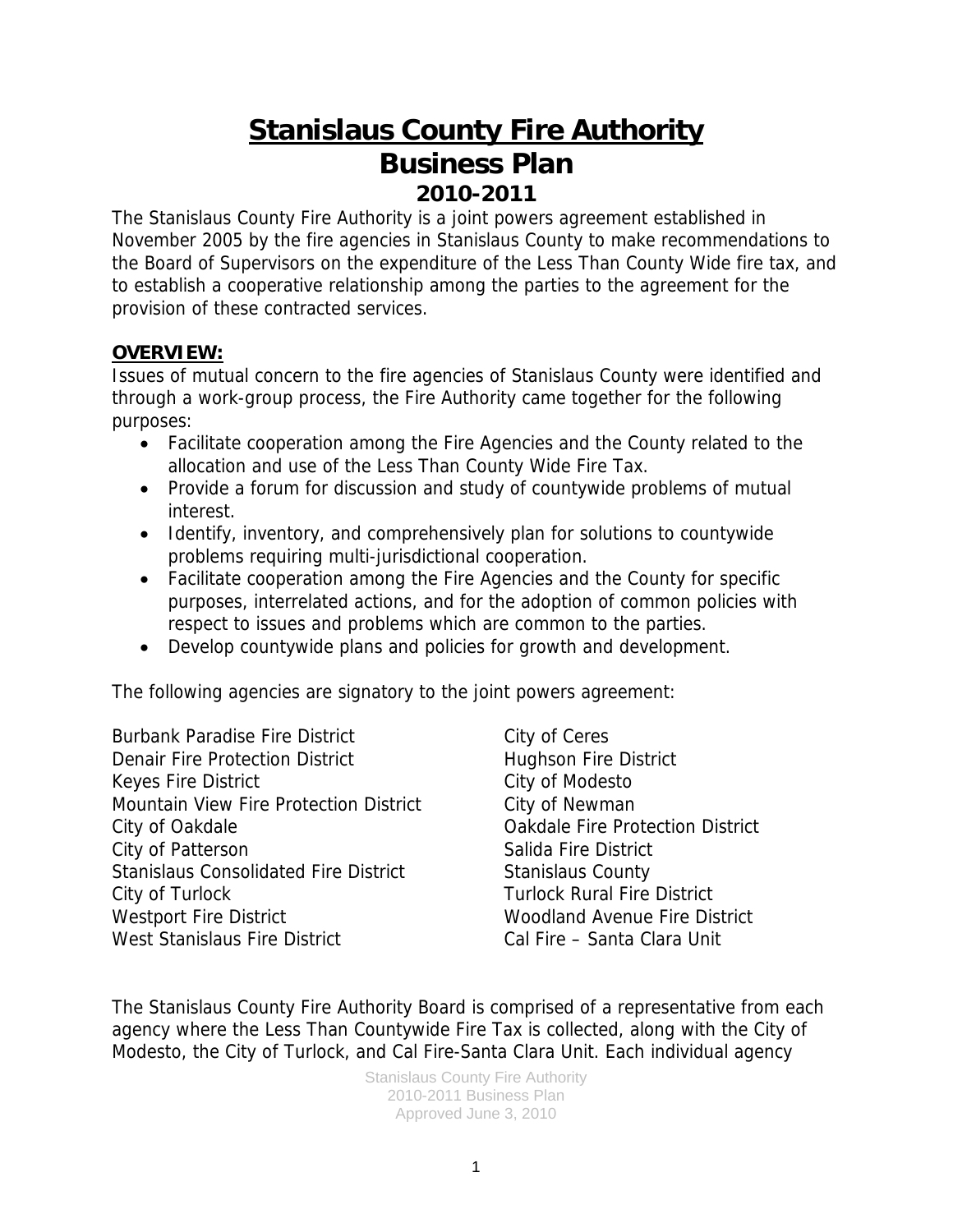# Stanislaus County Fire Authority
# Business Plan
## 2010-2011

The Stanislaus County Fire Authority is a joint powers agreement established in November 2005 by the fire agencies in Stanislaus County to make recommendations to the Board of Supervisors on the expenditure of the Less Than County Wide fire tax, and to establish a cooperative relationship among the parties to the agreement for the provision of these contracted services.

### OVERVIEW:

Issues of mutual concern to the fire agencies of Stanislaus County were identified and through a work-group process, the Fire Authority came together for the following purposes:

- Facilitate cooperation among the Fire Agencies and the County related to the allocation and use of the Less Than County Wide Fire Tax.
- Provide a forum for discussion and study of countywide problems of mutual interest.
- Identify, inventory, and comprehensively plan for solutions to countywide problems requiring multi-jurisdictional cooperation.
- Facilitate cooperation among the Fire Agencies and the County for specific purposes, interrelated actions, and for the adoption of common policies with respect to issues and problems which are common to the parties.
- Develop countywide plans and policies for growth and development.

The following agencies are signatory to the joint powers agreement:

Burbank Paradise Fire District
Denair Fire Protection District
Keyes Fire District
Mountain View Fire Protection District
City of Oakdale
City of Patterson
Stanislaus Consolidated Fire District
City of Turlock
Westport Fire District
West Stanislaus Fire District
City of Ceres
Hughson Fire District
City of Modesto
City of Newman
Oakdale Fire Protection District
Salida Fire District
Stanislaus County
Turlock Rural Fire District
Woodland Avenue Fire District
Cal Fire – Santa Clara Unit

The Stanislaus County Fire Authority Board is comprised of a representative from each agency where the Less Than Countywide Fire Tax is collected, along with the City of Modesto, the City of Turlock, and Cal Fire-Santa Clara Unit. Each individual agency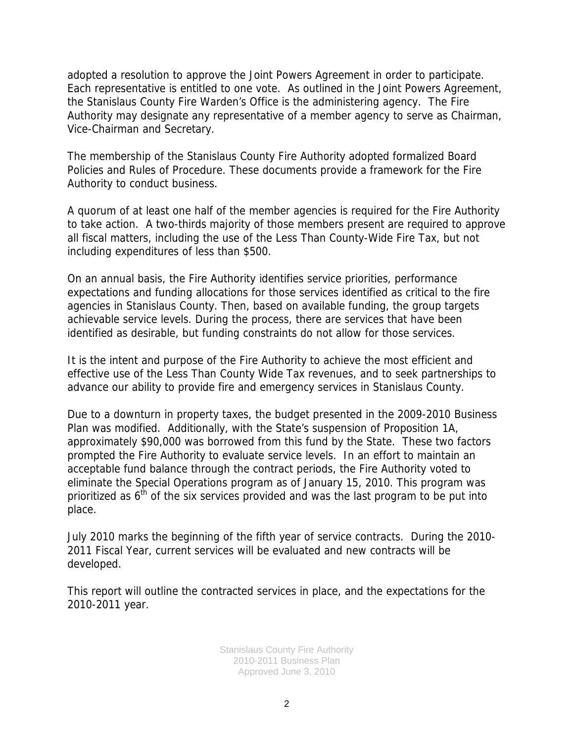adopted a resolution to approve the Joint Powers Agreement in order to participate. Each representative is entitled to one vote. As outlined in the Joint Powers Agreement, the Stanislaus County Fire Warden's Office is the administering agency. The Fire Authority may designate any representative of a member agency to serve as Chairman, Vice-Chairman and Secretary.

The membership of the Stanislaus County Fire Authority adopted formalized Board Policies and Rules of Procedure. These documents provide a framework for the Fire Authority to conduct business.

A quorum of at least one half of the member agencies is required for the Fire Authority to take action. A two-thirds majority of those members present are required to approve all fiscal matters, including the use of the Less Than County-Wide Fire Tax, but not including expenditures of less than $500.

On an annual basis, the Fire Authority identifies service priorities, performance expectations and funding allocations for those services identified as critical to the fire agencies in Stanislaus County. Then, based on available funding, the group targets achievable service levels. During the process, there are services that have been identified as desirable, but funding constraints do not allow for those services.

It is the intent and purpose of the Fire Authority to achieve the most efficient and effective use of the Less Than County Wide Tax revenues, and to seek partnerships to advance our ability to provide fire and emergency services in Stanislaus County.

Due to a downturn in property taxes, the budget presented in the 2009-2010 Business Plan was modified. Additionally, with the State's suspension of Proposition 1A, approximately $90,000 was borrowed from this fund by the State. These two factors prompted the Fire Authority to evaluate service levels. In an effort to maintain an acceptable fund balance through the contract periods, the Fire Authority voted to eliminate the Special Operations program as of January 15, 2010. This program was prioritized as 6th of the six services provided and was the last program to be put into place.

July 2010 marks the beginning of the fifth year of service contracts. During the 2010-2011 Fiscal Year, current services will be evaluated and new contracts will be developed.

This report will outline the contracted services in place, and the expectations for the 2010-2011 year.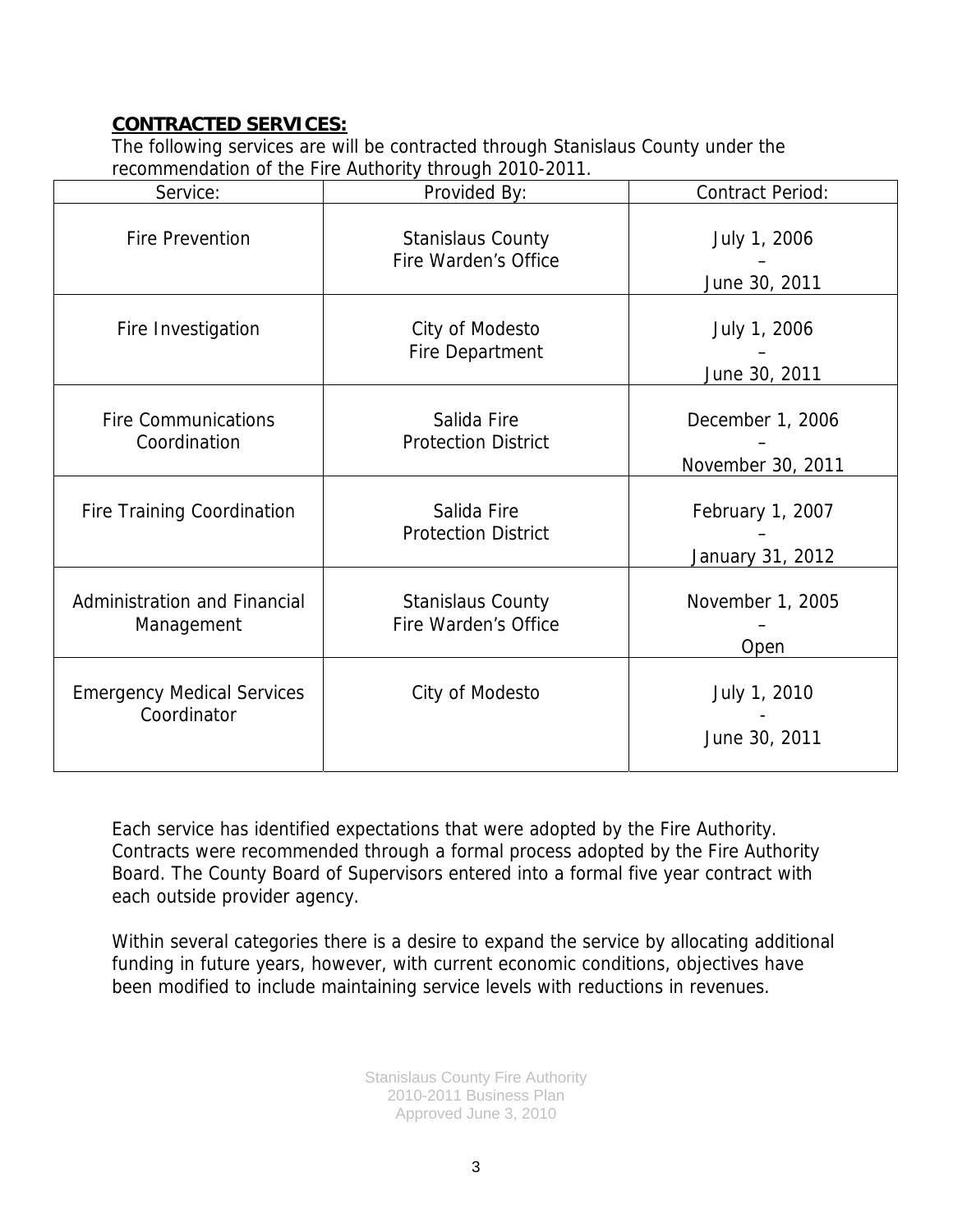**CONTRACTED SERVICES:**

The following services are will be contracted through Stanislaus County under the recommendation of the Fire Authority through 2010-2011.

| Service: | Provided By: | Contract Period: |
|---|---|---|
| Fire Prevention | Stanislaus County Fire Warden's Office | July 1, 2006 – June 30, 2011 |
| Fire Investigation | City of Modesto Fire Department | July 1, 2006 – June 30, 2011 |
| Fire Communications Coordination | Salida Fire Protection District | December 1, 2006 – November 30, 2011 |
| Fire Training Coordination | Salida Fire Protection District | February 1, 2007 – January 31, 2012 |
| Administration and Financial Management | Stanislaus County Fire Warden's Office | November 1, 2005 – Open |
| Emergency Medical Services Coordinator | City of Modesto | July 1, 2010 - June 30, 2011 |

Each service has identified expectations that were adopted by the Fire Authority. Contracts were recommended through a formal process adopted by the Fire Authority Board. The County Board of Supervisors entered into a formal five year contract with each outside provider agency.

Within several categories there is a desire to expand the service by allocating additional funding in future years, however, with current economic conditions, objectives have been modified to include maintaining service levels with reductions in revenues.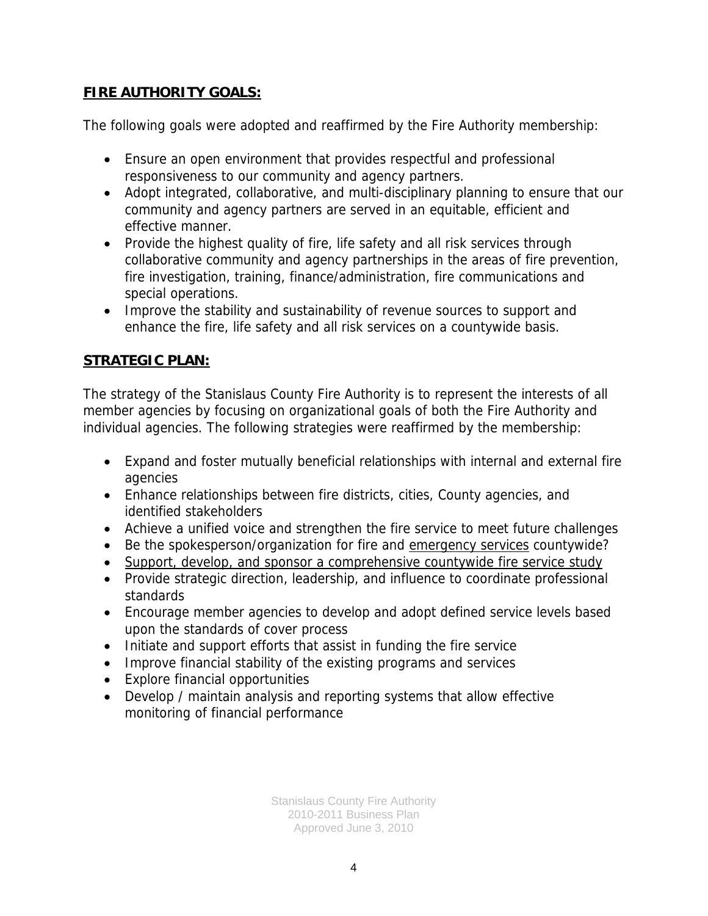## FIRE AUTHORITY GOALS:

The following goals were adopted and reaffirmed by the Fire Authority membership:

- Ensure an open environment that provides respectful and professional responsiveness to our community and agency partners.
- Adopt integrated, collaborative, and multi-disciplinary planning to ensure that our community and agency partners are served in an equitable, efficient and effective manner.
- Provide the highest quality of fire, life safety and all risk services through collaborative community and agency partnerships in the areas of fire prevention, fire investigation, training, finance/administration, fire communications and special operations.
- Improve the stability and sustainability of revenue sources to support and enhance the fire, life safety and all risk services on a countywide basis.

## STRATEGIC PLAN:

The strategy of the Stanislaus County Fire Authority is to represent the interests of all member agencies by focusing on organizational goals of both the Fire Authority and individual agencies. The following strategies were reaffirmed by the membership:

- Expand and foster mutually beneficial relationships with internal and external fire agencies
- Enhance relationships between fire districts, cities, County agencies, and identified stakeholders
- Achieve a unified voice and strengthen the fire service to meet future challenges
- Be the spokesperson/organization for fire and emergency services countywide?
- Support, develop, and sponsor a comprehensive countywide fire service study
- Provide strategic direction, leadership, and influence to coordinate professional standards
- Encourage member agencies to develop and adopt defined service levels based upon the standards of cover process
- Initiate and support efforts that assist in funding the fire service
- Improve financial stability of the existing programs and services
- Explore financial opportunities
- Develop / maintain analysis and reporting systems that allow effective monitoring of financial performance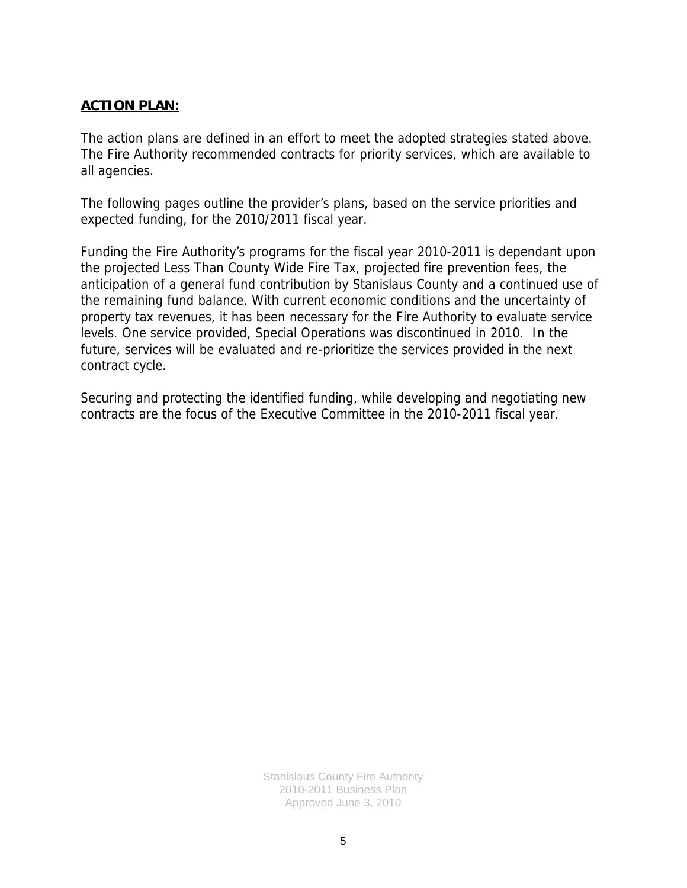## **ACTION PLAN:**

The action plans are defined in an effort to meet the adopted strategies stated above. The Fire Authority recommended contracts for priority services, which are available to all agencies.

The following pages outline the provider's plans, based on the service priorities and expected funding, for the 2010/2011 fiscal year.

Funding the Fire Authority's programs for the fiscal year 2010-2011 is dependant upon the projected Less Than County Wide Fire Tax, projected fire prevention fees, the anticipation of a general fund contribution by Stanislaus County and a continued use of the remaining fund balance. With current economic conditions and the uncertainty of property tax revenues, it has been necessary for the Fire Authority to evaluate service levels. One service provided, Special Operations was discontinued in 2010. In the future, services will be evaluated and re-prioritize the services provided in the next contract cycle.

Securing and protecting the identified funding, while developing and negotiating new contracts are the focus of the Executive Committee in the 2010-2011 fiscal year.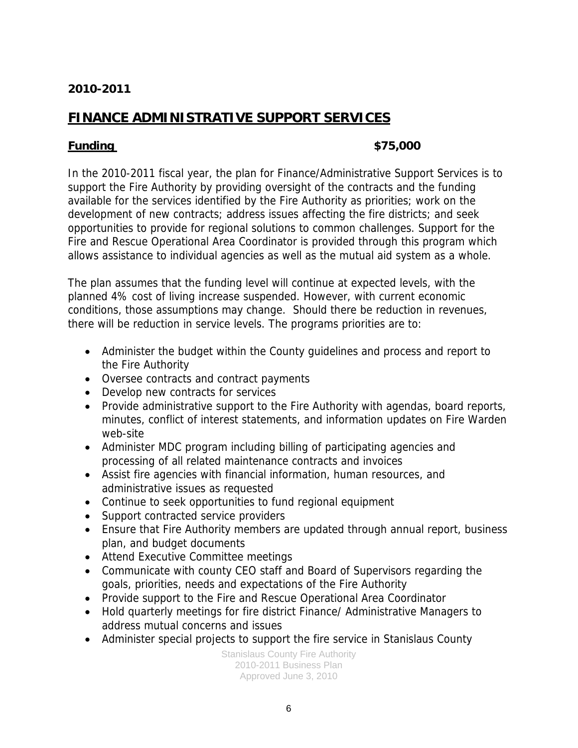**2010-2011**

# FINANCE ADMINISTRATIVE SUPPORT SERVICES

**Funding** **$75,000**

In the 2010-2011 fiscal year, the plan for Finance/Administrative Support Services is to support the Fire Authority by providing oversight of the contracts and the funding available for the services identified by the Fire Authority as priorities; work on the development of new contracts; address issues affecting the fire districts; and seek opportunities to provide for regional solutions to common challenges. Support for the Fire and Rescue Operational Area Coordinator is provided through this program which allows assistance to individual agencies as well as the mutual aid system as a whole.

The plan assumes that the funding level will continue at expected levels, with the planned 4% cost of living increase suspended. However, with current economic conditions, those assumptions may change. Should there be reduction in revenues, there will be reduction in service levels. The programs priorities are to:

- Administer the budget within the County guidelines and process and report to the Fire Authority
- Oversee contracts and contract payments
- Develop new contracts for services
- Provide administrative support to the Fire Authority with agendas, board reports, minutes, conflict of interest statements, and information updates on Fire Warden web-site
- Administer MDC program including billing of participating agencies and processing of all related maintenance contracts and invoices
- Assist fire agencies with financial information, human resources, and administrative issues as requested
- Continue to seek opportunities to fund regional equipment
- Support contracted service providers
- Ensure that Fire Authority members are updated through annual report, business plan, and budget documents
- Attend Executive Committee meetings
- Communicate with county CEO staff and Board of Supervisors regarding the goals, priorities, needs and expectations of the Fire Authority
- Provide support to the Fire and Rescue Operational Area Coordinator
- Hold quarterly meetings for fire district Finance/ Administrative Managers to address mutual concerns and issues
- Administer special projects to support the fire service in Stanislaus County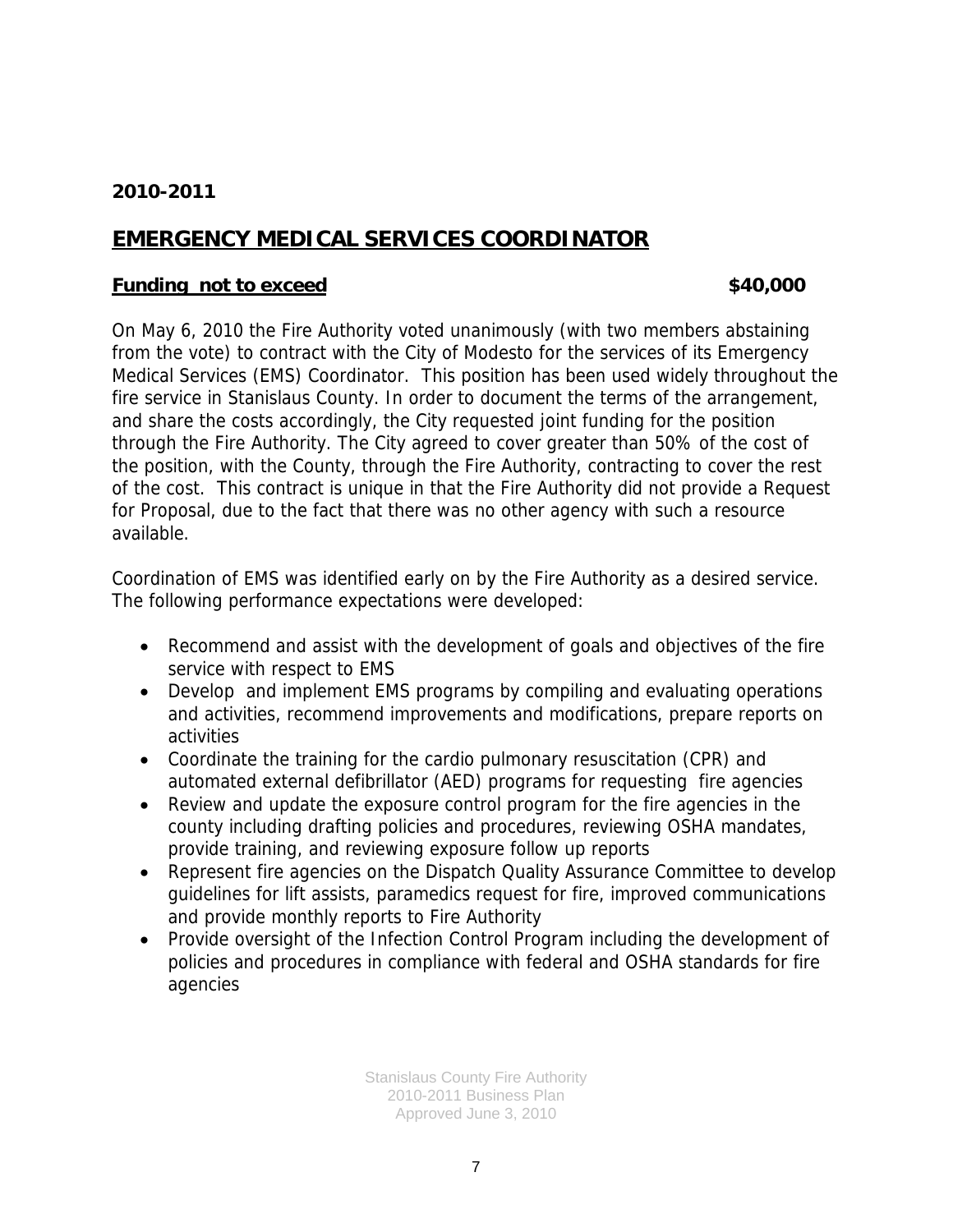**2010-2011**

## EMERGENCY MEDICAL SERVICES COORDINATOR

**Funding not to exceed** **$40,000**

On May 6, 2010 the Fire Authority voted unanimously (with two members abstaining from the vote) to contract with the City of Modesto for the services of its Emergency Medical Services (EMS) Coordinator. This position has been used widely throughout the fire service in Stanislaus County. In order to document the terms of the arrangement, and share the costs accordingly, the City requested joint funding for the position through the Fire Authority. The City agreed to cover greater than 50% of the cost of the position, with the County, through the Fire Authority, contracting to cover the rest of the cost. This contract is unique in that the Fire Authority did not provide a Request for Proposal, due to the fact that there was no other agency with such a resource available.

Coordination of EMS was identified early on by the Fire Authority as a desired service. The following performance expectations were developed:

- Recommend and assist with the development of goals and objectives of the fire service with respect to EMS
- Develop and implement EMS programs by compiling and evaluating operations and activities, recommend improvements and modifications, prepare reports on activities
- Coordinate the training for the cardio pulmonary resuscitation (CPR) and automated external defibrillator (AED) programs for requesting fire agencies
- Review and update the exposure control program for the fire agencies in the county including drafting policies and procedures, reviewing OSHA mandates, provide training, and reviewing exposure follow up reports
- Represent fire agencies on the Dispatch Quality Assurance Committee to develop guidelines for lift assists, paramedics request for fire, improved communications and provide monthly reports to Fire Authority
- Provide oversight of the Infection Control Program including the development of policies and procedures in compliance with federal and OSHA standards for fire agencies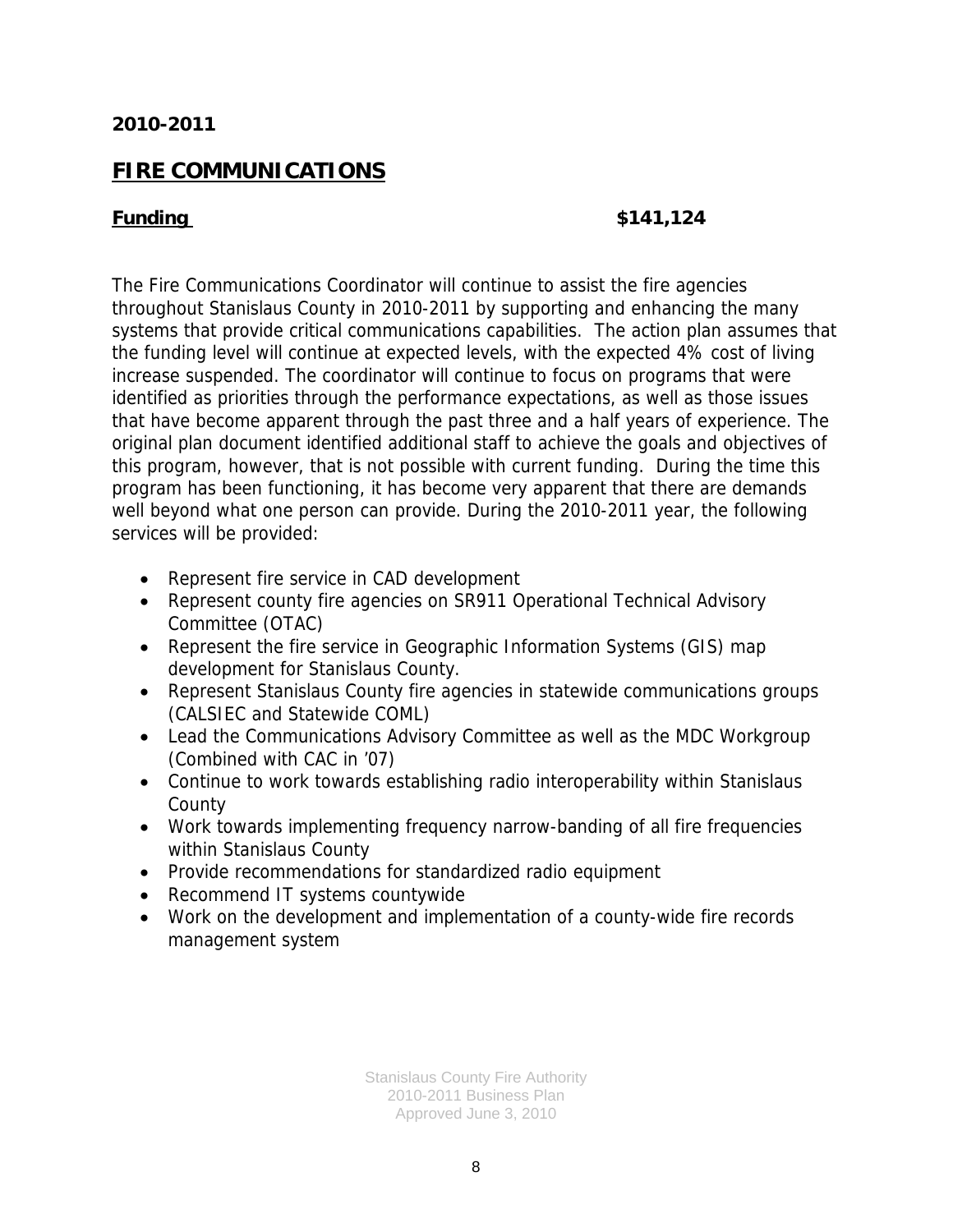**2010-2011**

## FIRE COMMUNICATIONS

**Funding** **$141,124**

The Fire Communications Coordinator will continue to assist the fire agencies throughout Stanislaus County in 2010-2011 by supporting and enhancing the many systems that provide critical communications capabilities. The action plan assumes that the funding level will continue at expected levels, with the expected 4% cost of living increase suspended. The coordinator will continue to focus on programs that were identified as priorities through the performance expectations, as well as those issues that have become apparent through the past three and a half years of experience. The original plan document identified additional staff to achieve the goals and objectives of this program, however, that is not possible with current funding. During the time this program has been functioning, it has become very apparent that there are demands well beyond what one person can provide. During the 2010-2011 year, the following services will be provided:

- Represent fire service in CAD development
- Represent county fire agencies on SR911 Operational Technical Advisory Committee (OTAC)
- Represent the fire service in Geographic Information Systems (GIS) map development for Stanislaus County.
- Represent Stanislaus County fire agencies in statewide communications groups (CALSIEC and Statewide COML)
- Lead the Communications Advisory Committee as well as the MDC Workgroup (Combined with CAC in '07)
- Continue to work towards establishing radio interoperability within Stanislaus County
- Work towards implementing frequency narrow-banding of all fire frequencies within Stanislaus County
- Provide recommendations for standardized radio equipment
- Recommend IT systems countywide
- Work on the development and implementation of a county-wide fire records management system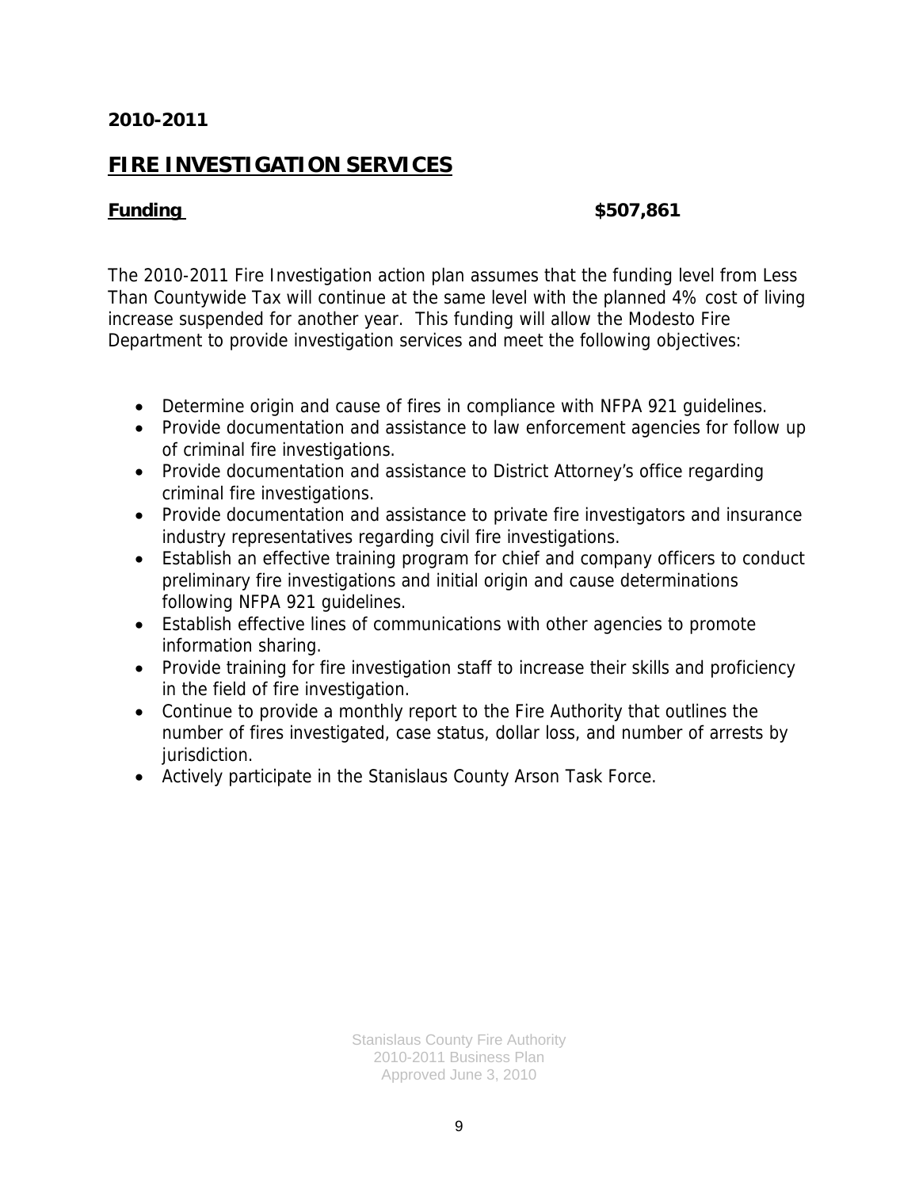**2010-2011**

## FIRE INVESTIGATION SERVICES

**Funding** **$507,861**

The 2010-2011 Fire Investigation action plan assumes that the funding level from Less Than Countywide Tax will continue at the same level with the planned 4% cost of living increase suspended for another year. This funding will allow the Modesto Fire Department to provide investigation services and meet the following objectives:

- Determine origin and cause of fires in compliance with NFPA 921 guidelines.
- Provide documentation and assistance to law enforcement agencies for follow up of criminal fire investigations.
- Provide documentation and assistance to District Attorney's office regarding criminal fire investigations.
- Provide documentation and assistance to private fire investigators and insurance industry representatives regarding civil fire investigations.
- Establish an effective training program for chief and company officers to conduct preliminary fire investigations and initial origin and cause determinations following NFPA 921 guidelines.
- Establish effective lines of communications with other agencies to promote information sharing.
- Provide training for fire investigation staff to increase their skills and proficiency in the field of fire investigation.
- Continue to provide a monthly report to the Fire Authority that outlines the number of fires investigated, case status, dollar loss, and number of arrests by jurisdiction.
- Actively participate in the Stanislaus County Arson Task Force.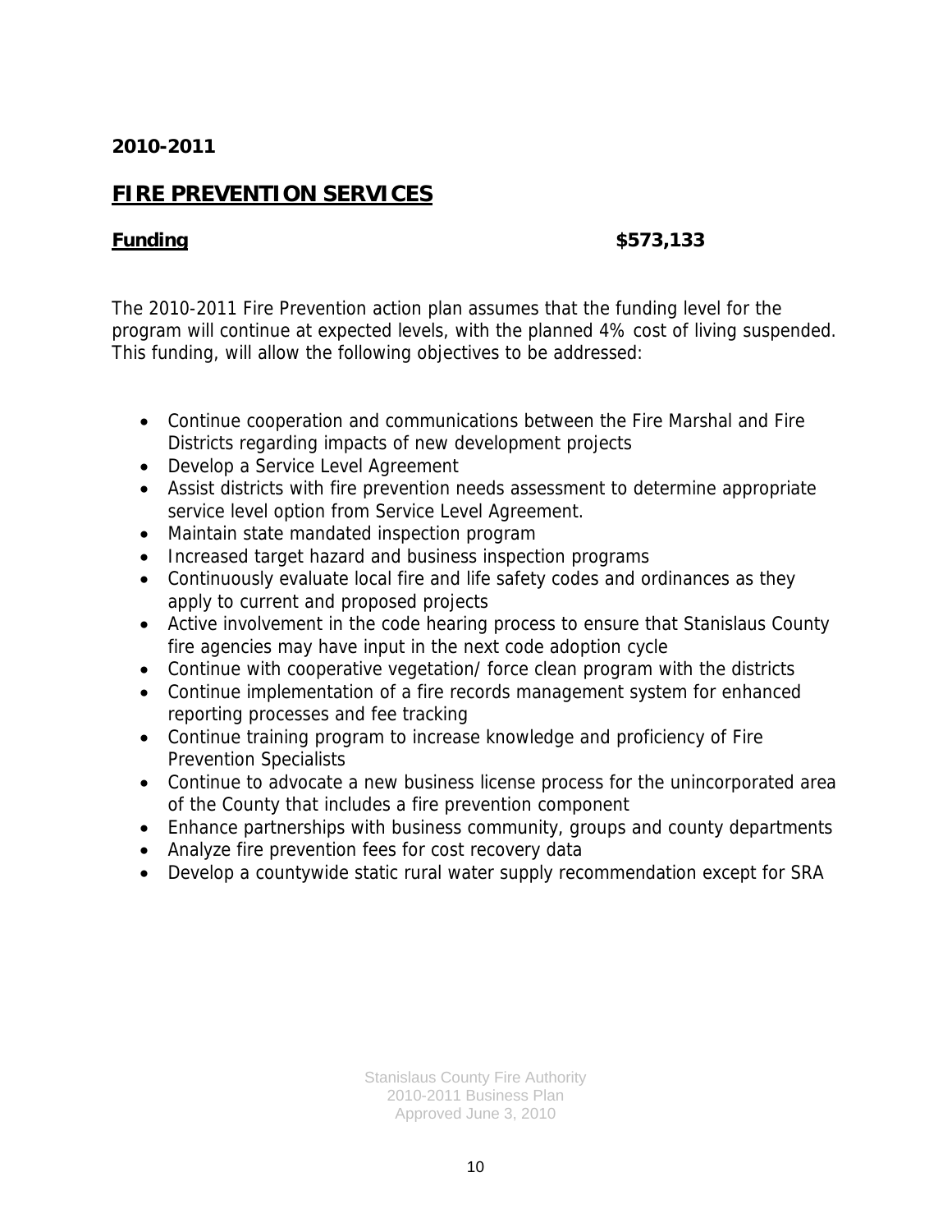**2010-2011**

## FIRE PREVENTION SERVICES

**Funding** **$573,133**

The 2010-2011 Fire Prevention action plan assumes that the funding level for the program will continue at expected levels, with the planned 4% cost of living suspended. This funding, will allow the following objectives to be addressed:

- Continue cooperation and communications between the Fire Marshal and Fire Districts regarding impacts of new development projects
- Develop a Service Level Agreement
- Assist districts with fire prevention needs assessment to determine appropriate service level option from Service Level Agreement.
- Maintain state mandated inspection program
- Increased target hazard and business inspection programs
- Continuously evaluate local fire and life safety codes and ordinances as they apply to current and proposed projects
- Active involvement in the code hearing process to ensure that Stanislaus County fire agencies may have input in the next code adoption cycle
- Continue with cooperative vegetation/ force clean program with the districts
- Continue implementation of a fire records management system for enhanced reporting processes and fee tracking
- Continue training program to increase knowledge and proficiency of Fire Prevention Specialists
- Continue to advocate a new business license process for the unincorporated area of the County that includes a fire prevention component
- Enhance partnerships with business community, groups and county departments
- Analyze fire prevention fees for cost recovery data
- Develop a countywide static rural water supply recommendation except for SRA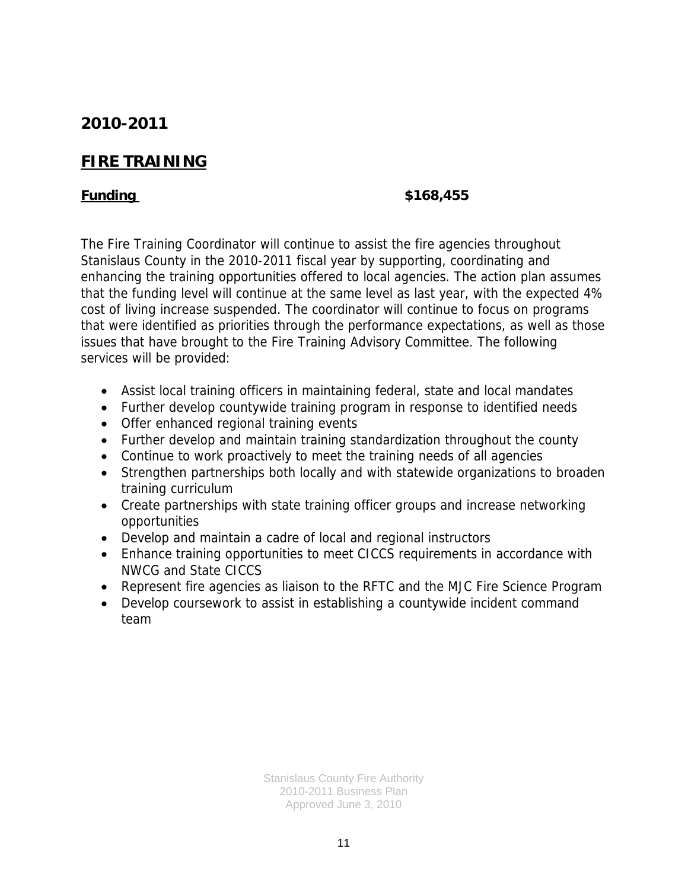## 2010-2011

## FIRE TRAINING

**Funding** **$168,455**

The Fire Training Coordinator will continue to assist the fire agencies throughout Stanislaus County in the 2010-2011 fiscal year by supporting, coordinating and enhancing the training opportunities offered to local agencies. The action plan assumes that the funding level will continue at the same level as last year, with the expected 4% cost of living increase suspended. The coordinator will continue to focus on programs that were identified as priorities through the performance expectations, as well as those issues that have brought to the Fire Training Advisory Committee. The following services will be provided:

- Assist local training officers in maintaining federal, state and local mandates
- Further develop countywide training program in response to identified needs
- Offer enhanced regional training events
- Further develop and maintain training standardization throughout the county
- Continue to work proactively to meet the training needs of all agencies
- Strengthen partnerships both locally and with statewide organizations to broaden training curriculum
- Create partnerships with state training officer groups and increase networking opportunities
- Develop and maintain a cadre of local and regional instructors
- Enhance training opportunities to meet CICCS requirements in accordance with NWCG and State CICCS
- Represent fire agencies as liaison to the RFTC and the MJC Fire Science Program
- Develop coursework to assist in establishing a countywide incident command team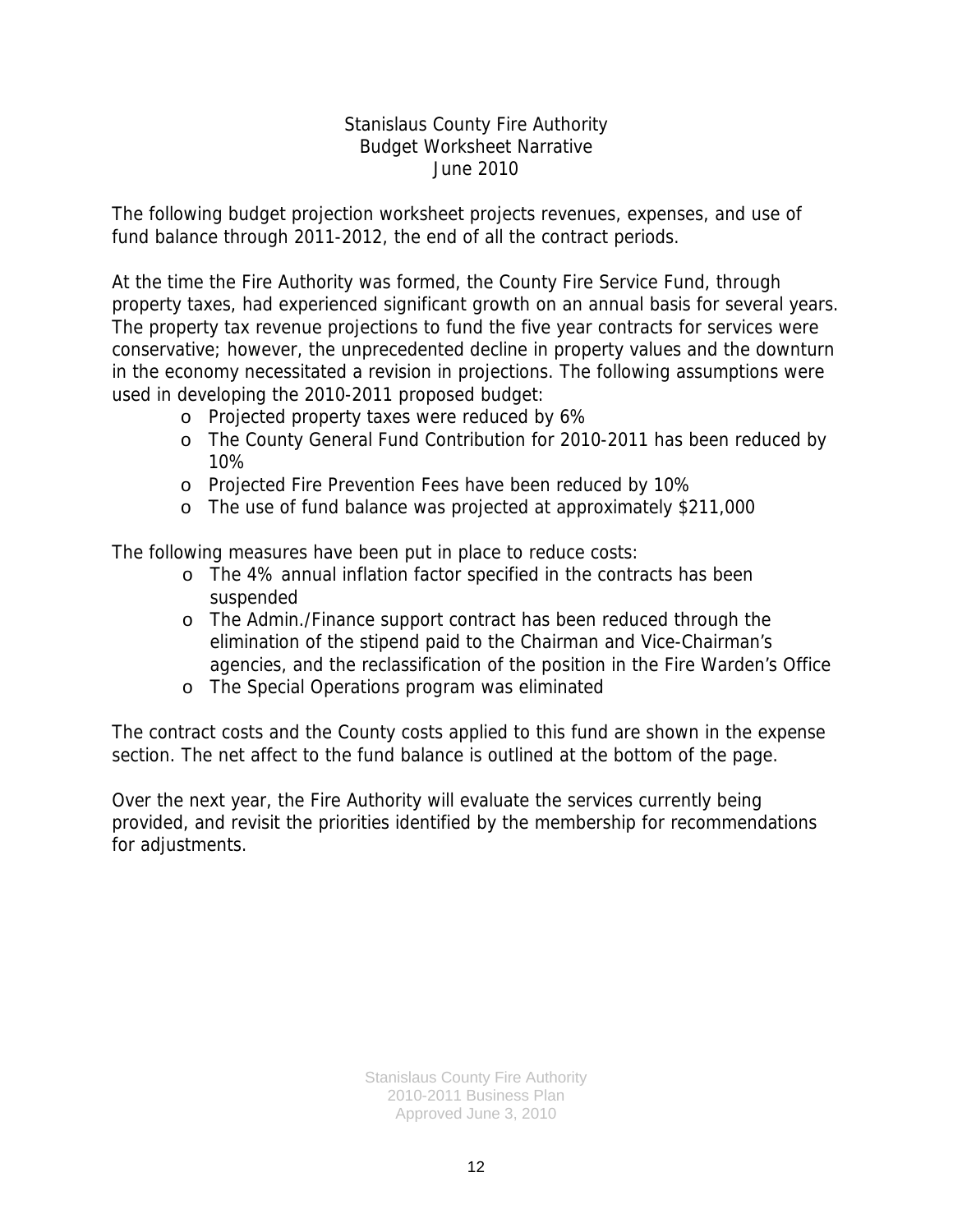# Stanislaus County Fire Authority
## Budget Worksheet Narrative
### June 2010

The following budget projection worksheet projects revenues, expenses, and use of fund balance through 2011-2012, the end of all the contract periods.

At the time the Fire Authority was formed, the County Fire Service Fund, through property taxes, had experienced significant growth on an annual basis for several years. The property tax revenue projections to fund the five year contracts for services were conservative; however, the unprecedented decline in property values and the downturn in the economy necessitated a revision in projections. The following assumptions were used in developing the 2010-2011 proposed budget:

- Projected property taxes were reduced by 6%
- The County General Fund Contribution for 2010-2011 has been reduced by 10%
- Projected Fire Prevention Fees have been reduced by 10%
- The use of fund balance was projected at approximately $211,000

The following measures have been put in place to reduce costs:

- The 4% annual inflation factor specified in the contracts has been suspended
- The Admin./Finance support contract has been reduced through the elimination of the stipend paid to the Chairman and Vice-Chairman's agencies, and the reclassification of the position in the Fire Warden's Office
- The Special Operations program was eliminated

The contract costs and the County costs applied to this fund are shown in the expense section. The net affect to the fund balance is outlined at the bottom of the page.

Over the next year, the Fire Authority will evaluate the services currently being provided, and revisit the priorities identified by the membership for recommendations for adjustments.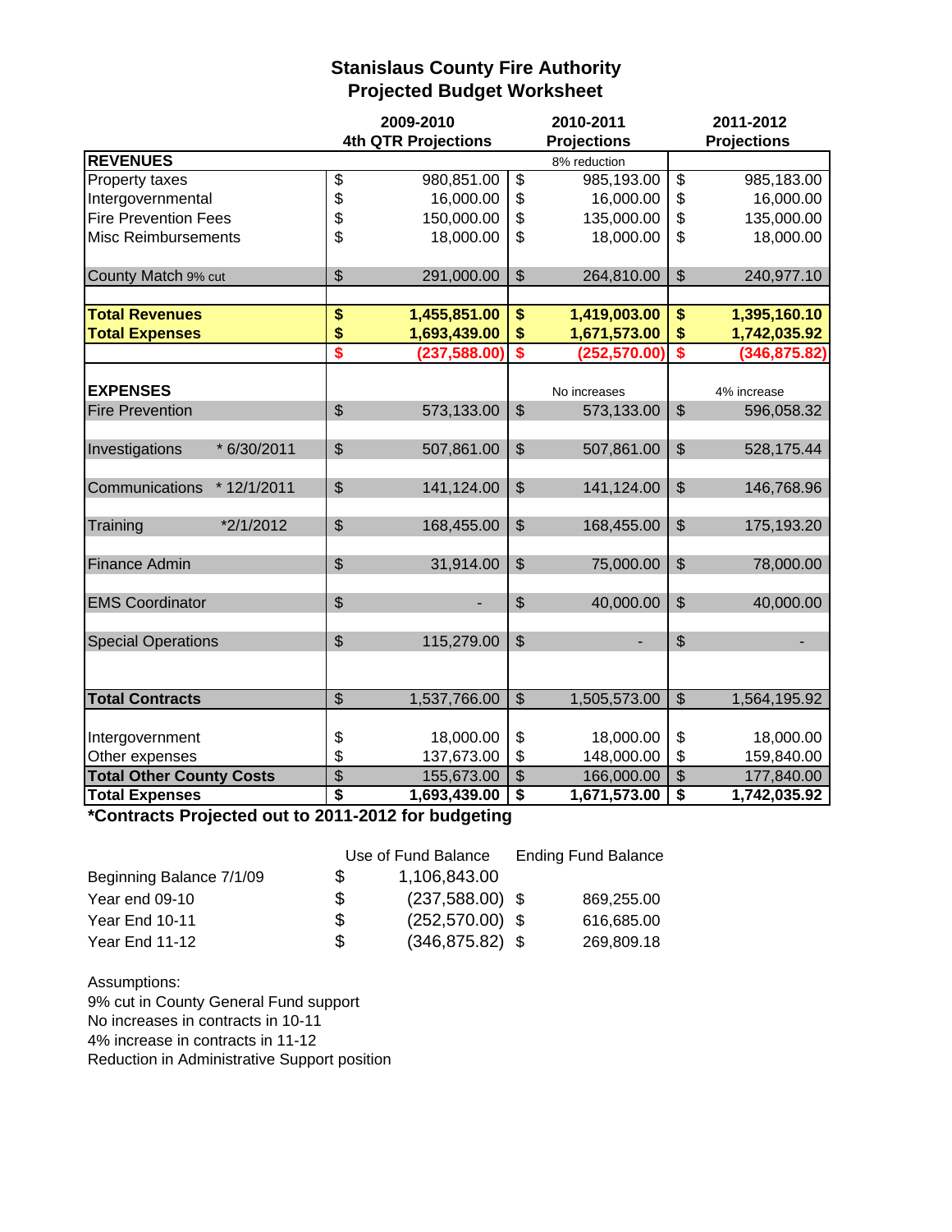# Stanislaus County Fire Authority
## Projected Budget Worksheet

| | 2009-2010 4th QTR Projections | 2010-2011 Projections | 2011-2012 Projections |
|---|---|---|---|
| **REVENUES** | | 8% reduction | |
| Property taxes | $ 980,851.00 | $ 985,193.00 | $ 985,183.00 |
| Intergovernmental | $ 16,000.00 | $ 16,000.00 | $ 16,000.00 |
| Fire Prevention Fees | $ 150,000.00 | $ 135,000.00 | $ 135,000.00 |
| Misc Reimbursements | $ 18,000.00 | $ 18,000.00 | $ 18,000.00 |
| County Match 9% cut | $ 291,000.00 | $ 264,810.00 | $ 240,977.10 |
| **Total Revenues** | **$ 1,455,851.00** | **$ 1,419,003.00** | **$ 1,395,160.10** |
| **Total Expenses** | **$ 1,693,439.00** | **$ 1,671,573.00** | **$ 1,742,035.92** |
| | **$ (237,588.00)** | **$ (252,570.00)** | **$ (346,875.82)** |
| **EXPENSES** | | No increases | 4% increase |
| Fire Prevention | $ 573,133.00 | $ 573,133.00 | $ 596,058.32 |
| Investigations * 6/30/2011 | $ 507,861.00 | $ 507,861.00 | $ 528,175.44 |
| Communications * 12/1/2011 | $ 141,124.00 | $ 141,124.00 | $ 146,768.96 |
| Training *2/1/2012 | $ 168,455.00 | $ 168,455.00 | $ 175,193.20 |
| Finance Admin | $ 31,914.00 | $ 75,000.00 | $ 78,000.00 |
| EMS Coordinator | $ - | $ 40,000.00 | $ 40,000.00 |
| Special Operations | $ 115,279.00 | $ - | $ - |
| **Total Contracts** | $ 1,537,766.00 | $ 1,505,573.00 | $ 1,564,195.92 |
| Intergovernment | $ 18,000.00 | $ 18,000.00 | $ 18,000.00 |
| Other expenses | $ 137,673.00 | $ 148,000.00 | $ 159,840.00 |
| **Total Other County Costs** | $ 155,673.00 | $ 166,000.00 | $ 177,840.00 |
| **Total Expenses** | **$ 1,693,439.00** | **$ 1,671,573.00** | **$ 1,742,035.92** |

**\*Contracts Projected out to 2011-2012 for budgeting**

| | Use of Fund Balance | Ending Fund Balance |
|---|---|---|
| Beginning Balance 7/1/09 | $ 1,106,843.00 | |
| Year end 09-10 | $ (237,588.00) | $ 869,255.00 |
| Year End 10-11 | $ (252,570.00) | $ 616,685.00 |
| Year End 11-12 | $ (346,875.82) | $ 269,809.18 |

Assumptions:
9% cut in County General Fund support
No increases in contracts in 10-11
4% increase in contracts in 11-12
Reduction in Administrative Support position